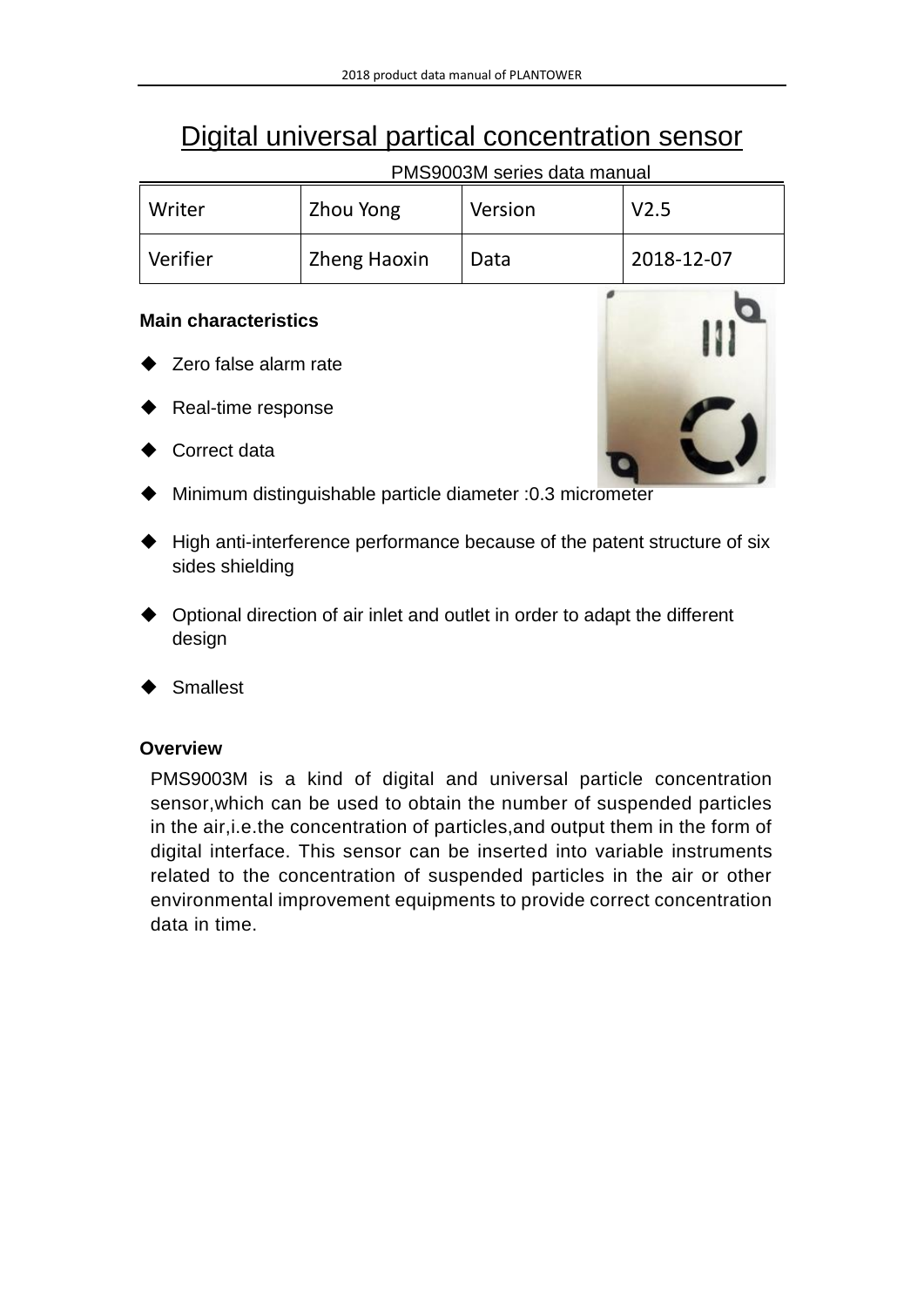# Digital universal partical concentration sensor

PMS9003M series data manual

| Writer | Zhou Yong | Version | V2.5 |
| --- | --- | --- | --- |
| Verifier | Zheng Haoxin | Data | 2018-12-07 |

### Main characteristics

- Zero false alarm rate
- Real-time response
- Correct data
- Minimum distinguishable particle diameter :0.3 micrometer
- High anti-interference performance because of the patent structure of six sides shielding
- Optional direction of air inlet and outlet in order to adapt the different design
- Smallest

### Overview

PMS9003M is a kind of digital and universal particle concentration sensor,which can be used to obtain the number of suspended particles in the air,i.e.the concentration of particles,and output them in the form of digital interface. This sensor can be inserted into variable instruments related to the concentration of suspended particles in the air or other environmental improvement equipments to provide correct concentration data in time.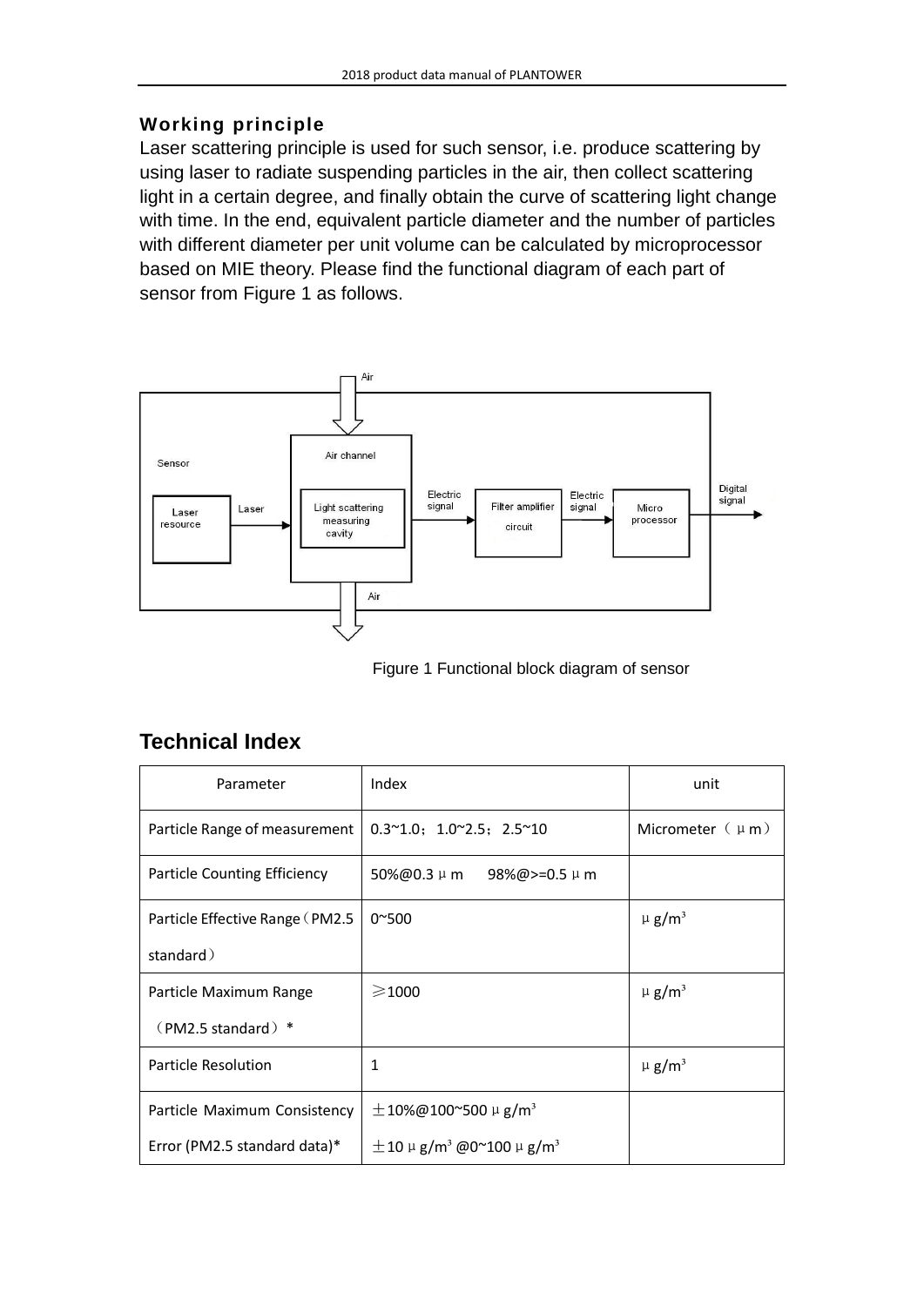### Working principle

Laser scattering principle is used for such sensor, i.e. produce scattering by using laser to radiate suspending particles in the air, then collect scattering light in a certain degree, and finally obtain the curve of scattering light change with time. In the end, equivalent particle diameter and the number of particles with different diameter per unit volume can be calculated by microprocessor based on MIE theory. Please find the functional diagram of each part of sensor from Figure 1 as follows.

Air

Sensor

Air channel

Laser resource

Laser

Light scattering measuring cavity

Electric signal

Filter amplifier circuit

Electric signal

Micro processor

Digital signal

Air

Figure 1 Functional block diagram of sensor

## Technical Index

| Parameter | Index | unit |
| --- | --- | --- |
| Particle Range of measurement | 0.3~1.0；1.0~2.5；2.5~10 | Micrometer（μm） |
| Particle Counting Efficiency | 50%@0.3μm 98%@>=0.5μm | |
| Particle Effective Range（PM2.5 standard） | 0~500 | μg/m$^3$ |
| Particle Maximum Range（PM2.5 standard）* | ≥1000 | μg/m$^3$ |
| Particle Resolution | 1 | μg/m$^3$ |
| Particle Maximum Consistency Error (PM2.5 standard data)* | ±10%@100~500μg/m$^3$ ±10μg/m$^3$ @0~100μg/m$^3$ | |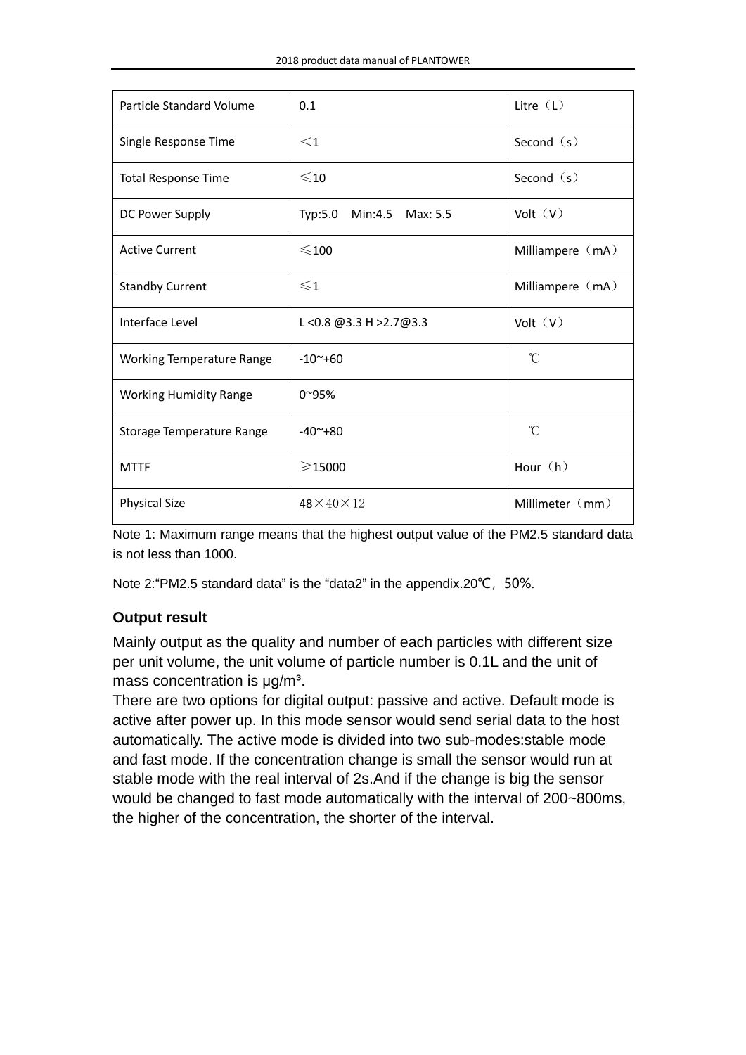| | | |
|---|---|---|
| Particle Standard Volume | 0.1 | Litre（L） |
| Single Response Time | ＜1 | Second（s） |
| Total Response Time | ≤10 | Second（s） |
| DC Power Supply | Typ:5.0 Min:4.5 Max: 5.5 | Volt（V） |
| Active Current | ≤100 | Milliampere（mA） |
| Standby Current | ≤1 | Milliampere（mA） |
| Interface Level | L <0.8 @3.3 H >2.7@3.3 | Volt（V） |
| Working Temperature Range | -10~+60 | ℃ |
| Working Humidity Range | 0~95% | |
| Storage Temperature Range | -40~+80 | ℃ |
| MTTF | ≥15000 | Hour（h） |
| Physical Size | 48×40×12 | Millimeter（mm） |

Note 1: Maximum range means that the highest output value of the PM2.5 standard data is not less than 1000.

Note 2:"PM2.5 standard data" is the "data2" in the appendix.20℃，50%.

### Output result

Mainly output as the quality and number of each particles with different size per unit volume, the unit volume of particle number is 0.1L and the unit of mass concentration is μg/m³.
There are two options for digital output: passive and active. Default mode is active after power up. In this mode sensor would send serial data to the host automatically. The active mode is divided into two sub-modes:stable mode and fast mode. If the concentration change is small the sensor would run at stable mode with the real interval of 2s.And if the change is big the sensor would be changed to fast mode automatically with the interval of 200~800ms, the higher of the concentration, the shorter of the interval.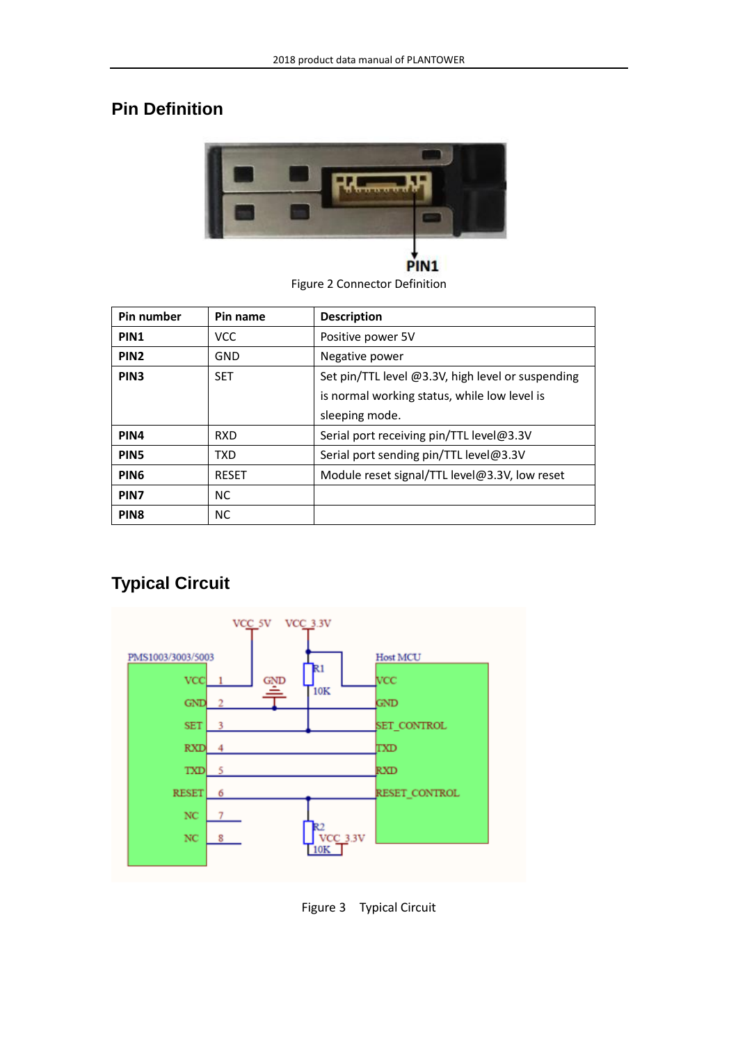## Pin Definition

PIN1

Figure 2 Connector Definition

| Pin number | Pin name | Description |
|---|---|---|
| **PIN1** | VCC | Positive power 5V |
| **PIN2** | GND | Negative power |
| **PIN3** | SET | Set pin/TTL level @3.3V, high level or suspending is normal working status, while low level is sleeping mode. |
| **PIN4** | RXD | Serial port receiving pin/TTL level@3.3V |
| **PIN5** | TXD | Serial port sending pin/TTL level@3.3V |
| **PIN6** | RESET | Module reset signal/TTL level@3.3V, low reset |
| **PIN7** | NC | |
| **PIN8** | NC | |

## Typical Circuit

Figure 3 Typical Circuit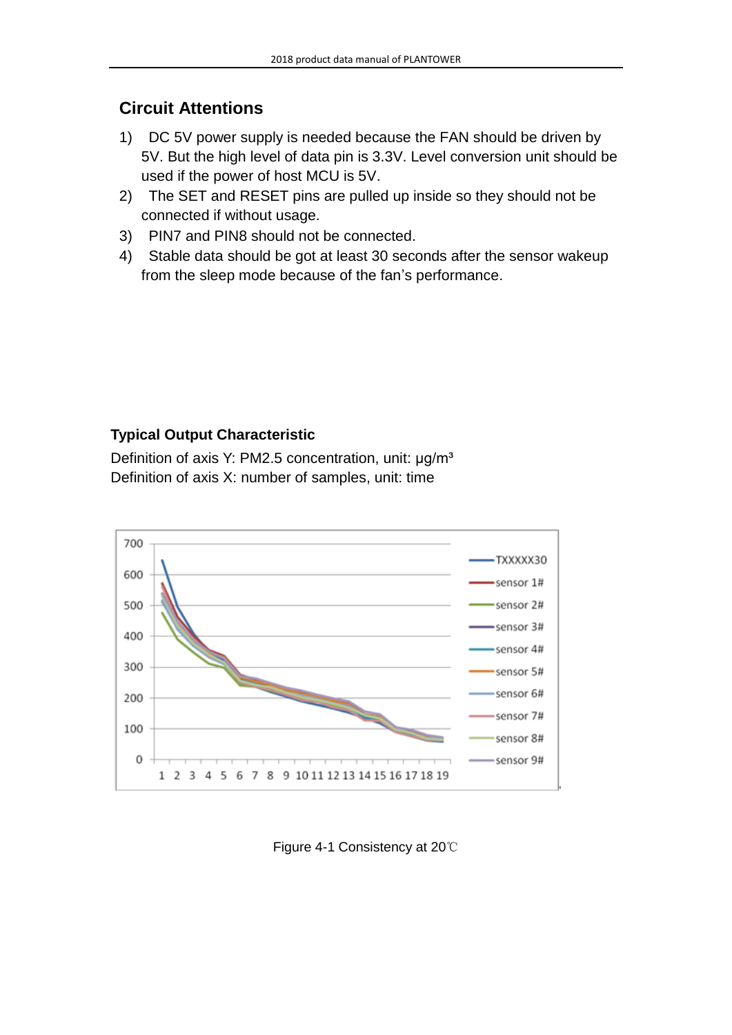## Circuit Attentions

1) DC 5V power supply is needed because the FAN should be driven by 5V. But the high level of data pin is 3.3V. Level conversion unit should be used if the power of host MCU is 5V.
2) The SET and RESET pins are pulled up inside so they should not be connected if without usage.
3) PIN7 and PIN8 should not be connected.
4) Stable data should be got at least 30 seconds after the sensor wakeup from the sleep mode because of the fan's performance.

### Typical Output Characteristic

Definition of axis Y: PM2.5 concentration, unit: μg/m³
Definition of axis X: number of samples, unit: time

700
600
500
400
300
200
100
0
1 2 3 4 5 6 7 8 9 10 11 12 13 14 15 16 17 18 19

TXXXXX30
sensor 1#
sensor 2#
sensor 3#
sensor 4#
sensor 5#
sensor 6#
sensor 7#
sensor 8#
sensor 9#

Figure 4-1 Consistency at 20℃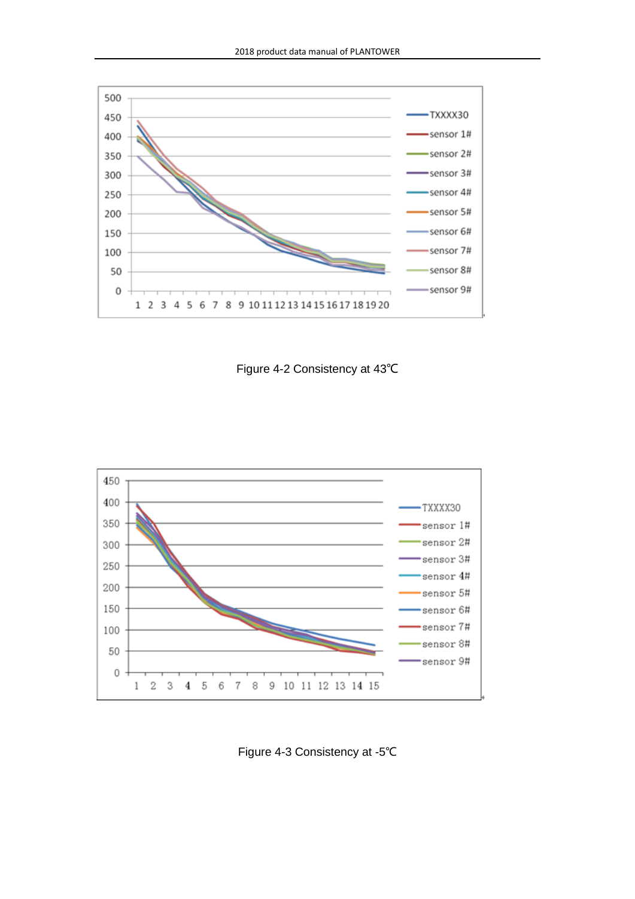500
450
400
350
300
250
200
150
100
50
0

1 2 3 4 5 6 7 8 9 10 11 12 13 14 15 16 17 18 19 20

TXXXX30
sensor 1#
sensor 2#
sensor 3#
sensor 4#
sensor 5#
sensor 6#
sensor 7#
sensor 8#
sensor 9#

Figure 4-2 Consistency at 43℃

450
400
350
300
250
200
150
100
50
0

1 2 3 4 5 6 7 8 9 10 11 12 13 14 15

TXXXX30
sensor 1#
sensor 2#
sensor 3#
sensor 4#
sensor 5#
sensor 6#
sensor 7#
sensor 8#
sensor 9#

Figure 4-3 Consistency at -5℃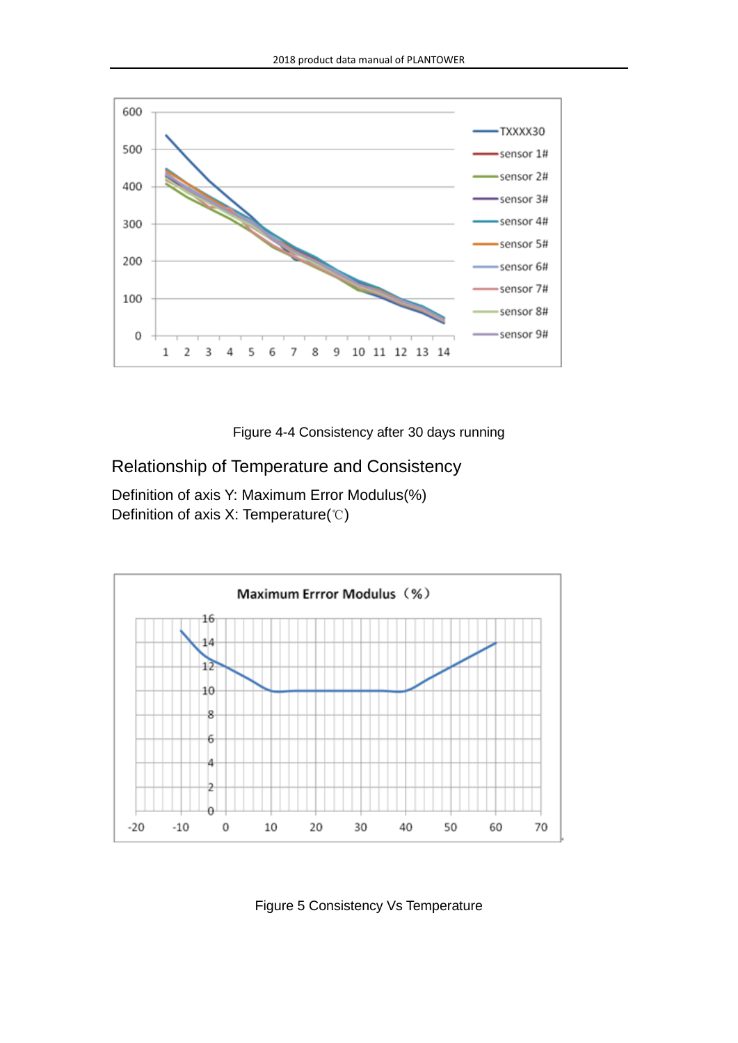Figure 4-4 Consistency after 30 days running

## Relationship of Temperature and Consistency

Definition of axis Y: Maximum Error Modulus(%)
Definition of axis X: Temperature(℃)

Figure 5 Consistency Vs Temperature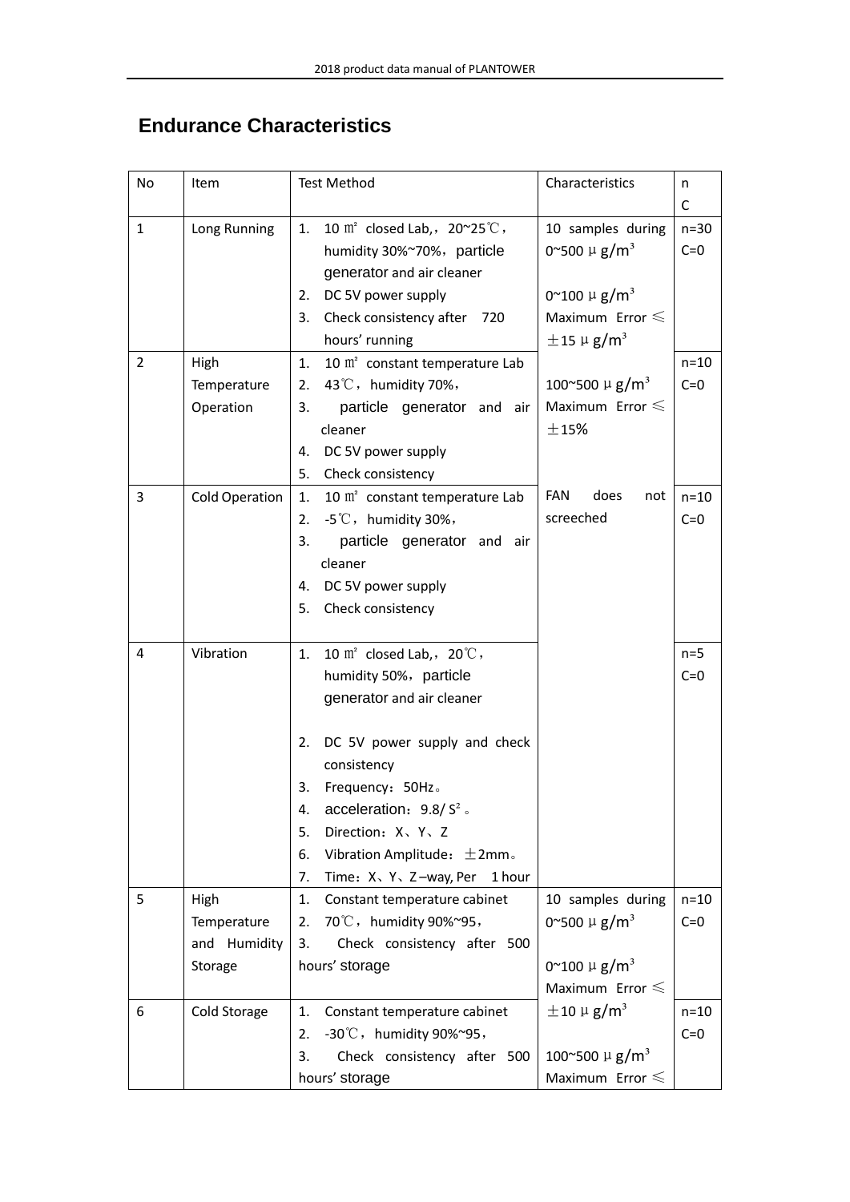## Endurance Characteristics

| No | Item | Test Method | Characteristics | n C |
|---|---|---|---|---|
| 1 | Long Running | 1. 10 ㎡ closed Lab,，20~25℃，humidity 30%~70%，particle generator and air cleaner<br>2. DC 5V power supply<br>3. Check consistency after 720 hours' running | 10 samples during 0~500 μg/m³<br><br>0~100 μg/m³ Maximum Error ≤ ±15 μg/m³<br><br>100~500 μg/m³ Maximum Error ≤ ±15%<br><br>FAN does not screeched | n=30 C=0 |
| 2 | High Temperature Operation | 1. 10 ㎡ constant temperature Lab<br>2. 43℃，humidity 70%，<br>3. particle generator and air cleaner<br>4. DC 5V power supply<br>5. Check consistency | | n=10 C=0 |
| 3 | Cold Operation | 1. 10 ㎡ constant temperature Lab<br>2. -5℃，humidity 30%，<br>3. particle generator and air cleaner<br>4. DC 5V power supply<br>5. Check consistency | | n=10 C=0 |
| 4 | Vibration | 1. 10 ㎡ closed Lab,，20℃，humidity 50%，particle generator and air cleaner<br>2. DC 5V power supply and check consistency<br>3. Frequency：50Hz。<br>4. acceleration：9.8/ S²。<br>5. Direction：X、Y、Z<br>6. Vibration Amplitude：±2mm。<br>7. Time：X、Y、Z–way, Per 1 hour | | n=5 C=0 |
| 5 | High Temperature and Humidity Storage | 1. Constant temperature cabinet<br>2. 70℃，humidity 90%~95，<br>3. Check consistency after 500 hours' storage | 10 samples during 0~500 μg/m³<br><br>0~100 μg/m³ Maximum Error ≤ ±10 μg/m³<br><br>100~500 μg/m³ Maximum Error ≤ | n=10 C=0 |
| 6 | Cold Storage | 1. Constant temperature cabinet<br>2. -30℃，humidity 90%~95，<br>3. Check consistency after 500 hours' storage | | n=10 C=0 |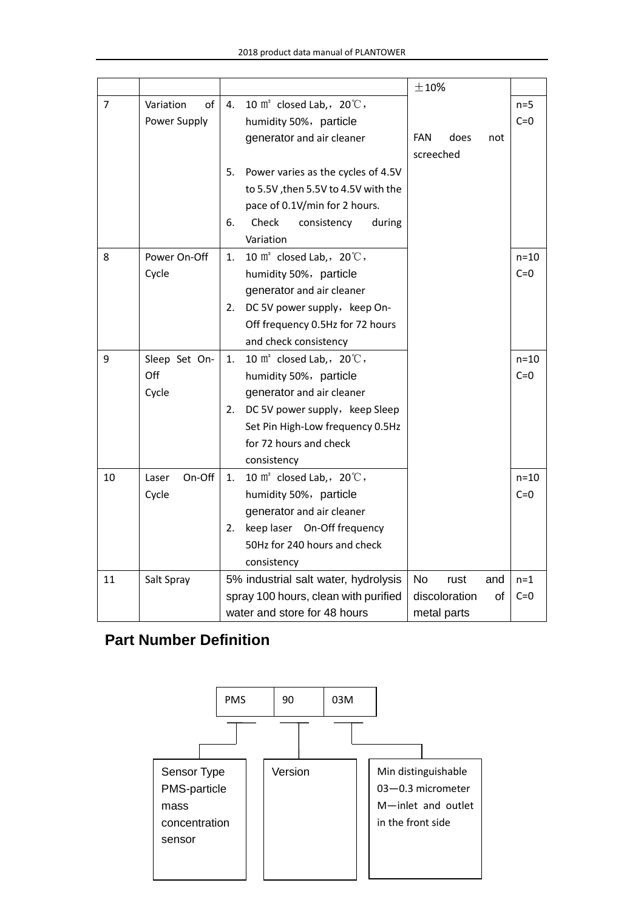| | | | | |
|---|---|---|---|---|
| | | | ±10% | |
| 7 | Variation of Power Supply | 4. 10 ㎡ closed Lab,，20℃，humidity 50%，particle generator and air cleaner<br>5. Power varies as the cycles of 4.5V to 5.5V ,then 5.5V to 4.5V with the pace of 0.1V/min for 2 hours.<br>6. Check consistency during Variation | FAN does not screeched | n=5<br>C=0 |
| 8 | Power On-Off Cycle | 1. 10 ㎡ closed Lab,，20℃，humidity 50%，particle generator and air cleaner<br>2. DC 5V power supply，keep On-Off frequency 0.5Hz for 72 hours and check consistency | | n=10<br>C=0 |
| 9 | Sleep Set On-Off Cycle | 1. 10 ㎡ closed Lab,，20℃，humidity 50%，particle generator and air cleaner<br>2. DC 5V power supply，keep Sleep Set Pin High-Low frequency 0.5Hz for 72 hours and check consistency | | n=10<br>C=0 |
| 10 | Laser On-Off Cycle | 1. 10 ㎡ closed Lab,，20℃，humidity 50%，particle generator and air cleaner<br>2. keep laser On-Off frequency 50Hz for 240 hours and check consistency | | n=10<br>C=0 |
| 11 | Salt Spray | 5% industrial salt water, hydrolysis spray 100 hours, clean with purified water and store for 48 hours | No rust and discoloration of metal parts | n=1<br>C=0 |

## Part Number Definition

| PMS | 90 | 03M |
|---|---|---|

- **PMS** — Sensor Type: PMS-particle mass concentration sensor
- **90** — Version
- **03M** — Min distinguishable: 03—0.3 micrometer; M—inlet and outlet in the front side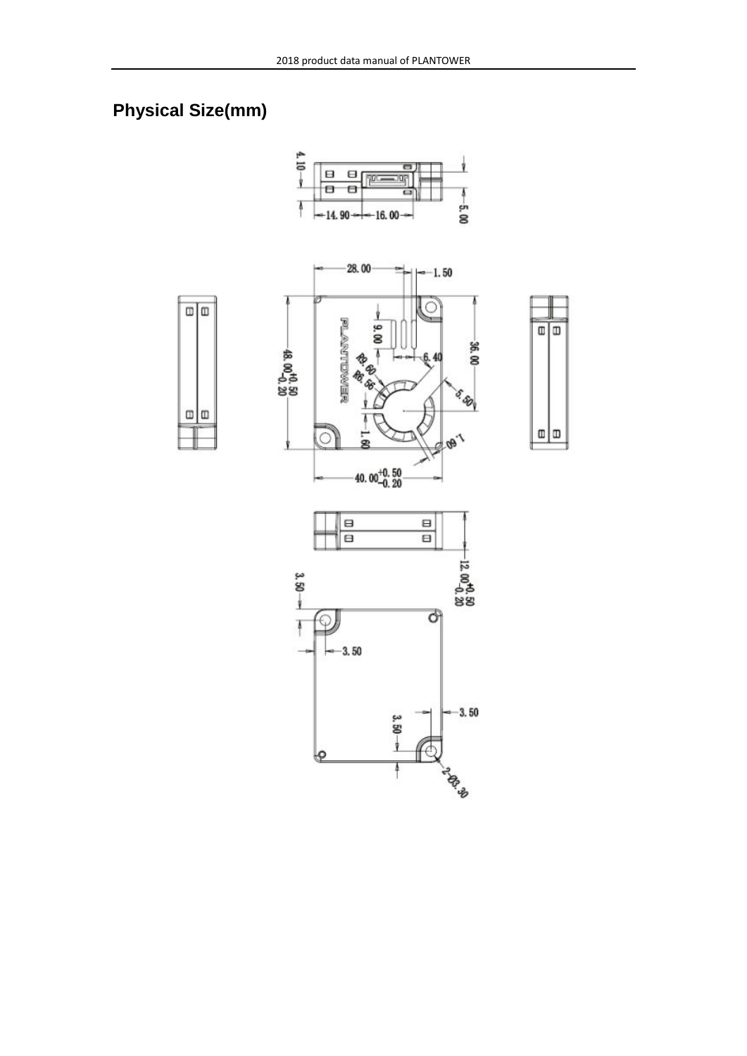## Physical Size(mm)

4.10

14.90

16.00

5.00

28.00

1.50

9.00

6.40

R9.60

R6.56

36.00

5.50

48.00 +0.50 -0.20

PLANTOWER

1.60

1.60

40.00 +0.50 -0.20

12.00 +0.50 -0.20

3.50

3.50

3.50

3.50

2-Ø3.30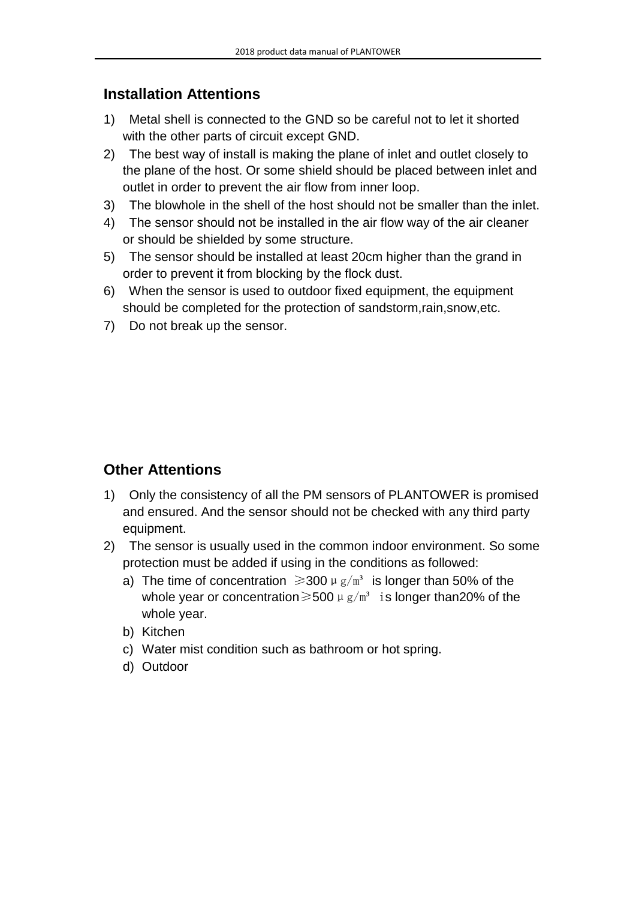## Installation Attentions

1) Metal shell is connected to the GND so be careful not to let it shorted with the other parts of circuit except GND.
2) The best way of install is making the plane of inlet and outlet closely to the plane of the host. Or some shield should be placed between inlet and outlet in order to prevent the air flow from inner loop.
3) The blowhole in the shell of the host should not be smaller than the inlet.
4) The sensor should not be installed in the air flow way of the air cleaner or should be shielded by some structure.
5) The sensor should be installed at least 20cm higher than the grand in order to prevent it from blocking by the flock dust.
6) When the sensor is used to outdoor fixed equipment, the equipment should be completed for the protection of sandstorm,rain,snow,etc.
7) Do not break up the sensor.

## Other Attentions

1) Only the consistency of all the PM sensors of PLANTOWER is promised and ensured. And the sensor should not be checked with any third party equipment.
2) The sensor is usually used in the common indoor environment. So some protection must be added if using in the conditions as followed:
   a) The time of concentration ≥300 μg/m³ is longer than 50% of the whole year or concentration≥500 μg/m³ is longer than20% of the whole year.
   b) Kitchen
   c) Water mist condition such as bathroom or hot spring.
   d) Outdoor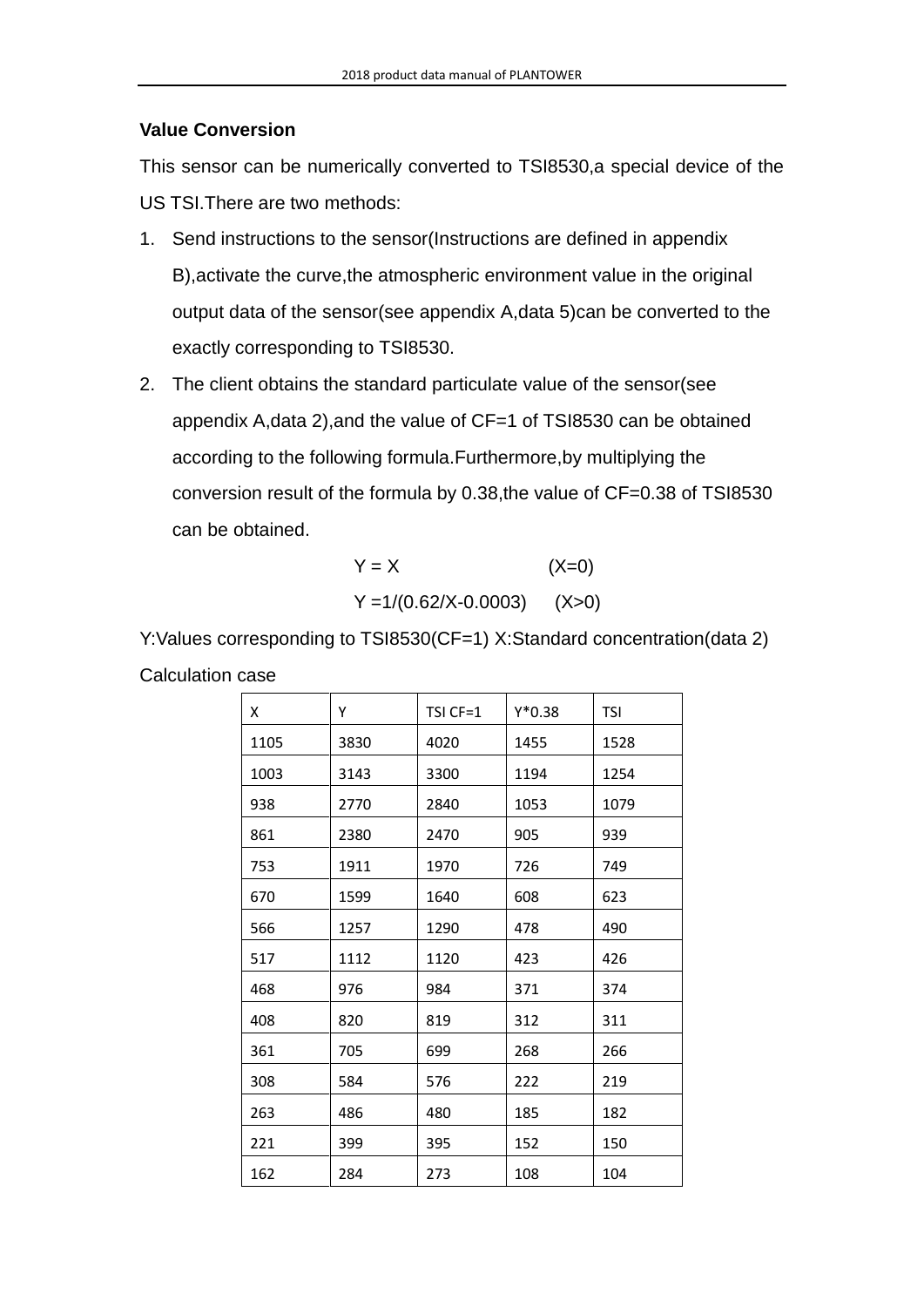**Value Conversion**

This sensor can be numerically converted to TSI8530,a special device of the US TSI.There are two methods:

1. Send instructions to the sensor(Instructions are defined in appendix B),activate the curve,the atmospheric environment value in the original output data of the sensor(see appendix A,data 5)can be converted to the exactly corresponding to TSI8530.
2. The client obtains the standard particulate value of the sensor(see appendix A,data 2),and the value of CF=1 of TSI8530 can be obtained according to the following formula.Furthermore,by multiplying the conversion result of the formula by 0.38,the value of CF=0.38 of TSI8530 can be obtained.

$$Y = X \quad (X=0)$$

$$Y = 1/(0.62/X - 0.0003) \quad (X>0)$$

Y:Values corresponding to TSI8530(CF=1) X:Standard concentration(data 2)

Calculation case

| X | Y | TSI CF=1 | Y*0.38 | TSI |
|---|---|---|---|---|
| 1105 | 3830 | 4020 | 1455 | 1528 |
| 1003 | 3143 | 3300 | 1194 | 1254 |
| 938 | 2770 | 2840 | 1053 | 1079 |
| 861 | 2380 | 2470 | 905 | 939 |
| 753 | 1911 | 1970 | 726 | 749 |
| 670 | 1599 | 1640 | 608 | 623 |
| 566 | 1257 | 1290 | 478 | 490 |
| 517 | 1112 | 1120 | 423 | 426 |
| 468 | 976 | 984 | 371 | 374 |
| 408 | 820 | 819 | 312 | 311 |
| 361 | 705 | 699 | 268 | 266 |
| 308 | 584 | 576 | 222 | 219 |
| 263 | 486 | 480 | 185 | 182 |
| 221 | 399 | 395 | 152 | 150 |
| 162 | 284 | 273 | 108 | 104 |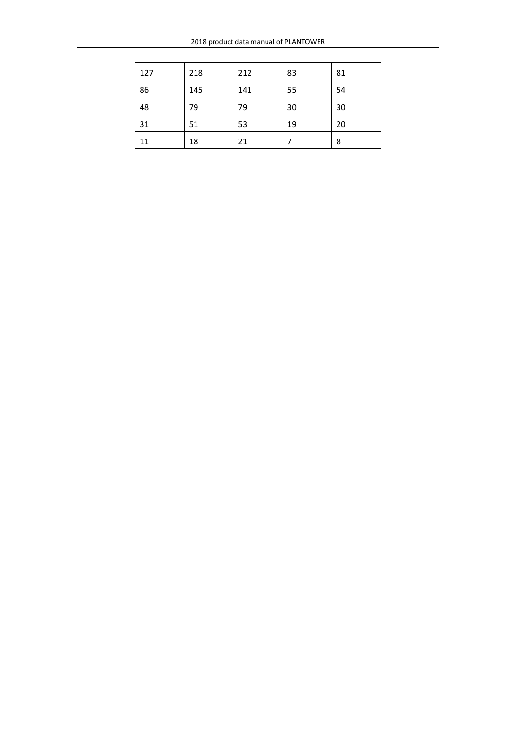| | | | | |
|---|---|---|---|---|
| 127 | 218 | 212 | 83 | 81 |
| 86 | 145 | 141 | 55 | 54 |
| 48 | 79 | 79 | 30 | 30 |
| 31 | 51 | 53 | 19 | 20 |
| 11 | 18 | 21 | 7 | 8 |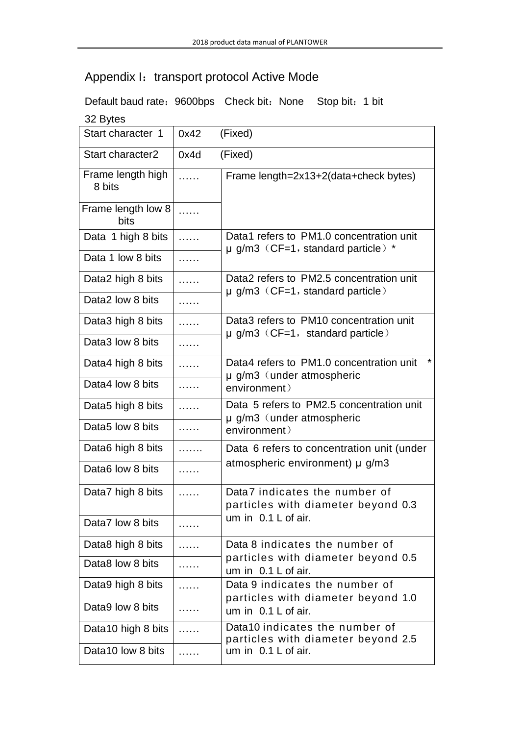Appendix I：transport protocol Active Mode

Default baud rate：9600bps　Check bit：None　 Stop bit：1 bit

32 Bytes

| | | |
|---|---|---|
| Start character 1 | 0x42 | (Fixed) |
| Start character2 | 0x4d | (Fixed) |
| Frame length high 8 bits | …… | Frame length=2x13+2(data+check bytes) |
| Frame length low 8 bits | …… | |
| Data 1 high 8 bits | …… | Data1 refers to PM1.0 concentration unit μ g/m3（CF=1，standard particle）* |
| Data 1 low 8 bits | …… | |
| Data2 high 8 bits | …… | Data2 refers to PM2.5 concentration unit μ g/m3（CF=1，standard particle） |
| Data2 low 8 bits | …… | |
| Data3 high 8 bits | …… | Data3 refers to PM10 concentration unit μ g/m3（CF=1，standard particle） |
| Data3 low 8 bits | …… | |
| Data4 high 8 bits | …… | Data4 refers to PM1.0 concentration unit * μ g/m3（under atmospheric environment） |
| Data4 low 8 bits | …… | |
| Data5 high 8 bits | …… | Data 5 refers to PM2.5 concentration unit μ g/m3（under atmospheric environment） |
| Data5 low 8 bits | …… | |
| Data6 high 8 bits | ……. | Data 6 refers to concentration unit (under atmospheric environment) μ g/m3 |
| Data6 low 8 bits | …… | |
| Data7 high 8 bits | …… | Data7 indicates the number of particles with diameter beyond 0.3 um in 0.1 L of air. |
| Data7 low 8 bits | …… | |
| Data8 high 8 bits | …… | Data 8 indicates the number of particles with diameter beyond 0.5 um in 0.1 L of air. |
| Data8 low 8 bits | …… | |
| Data9 high 8 bits | …… | Data 9 indicates the number of particles with diameter beyond 1.0 um in 0.1 L of air. |
| Data9 low 8 bits | …… | |
| Data10 high 8 bits | …… | Data10 indicates the number of particles with diameter beyond 2.5 um in 0.1 L of air. |
| Data10 low 8 bits | …… | |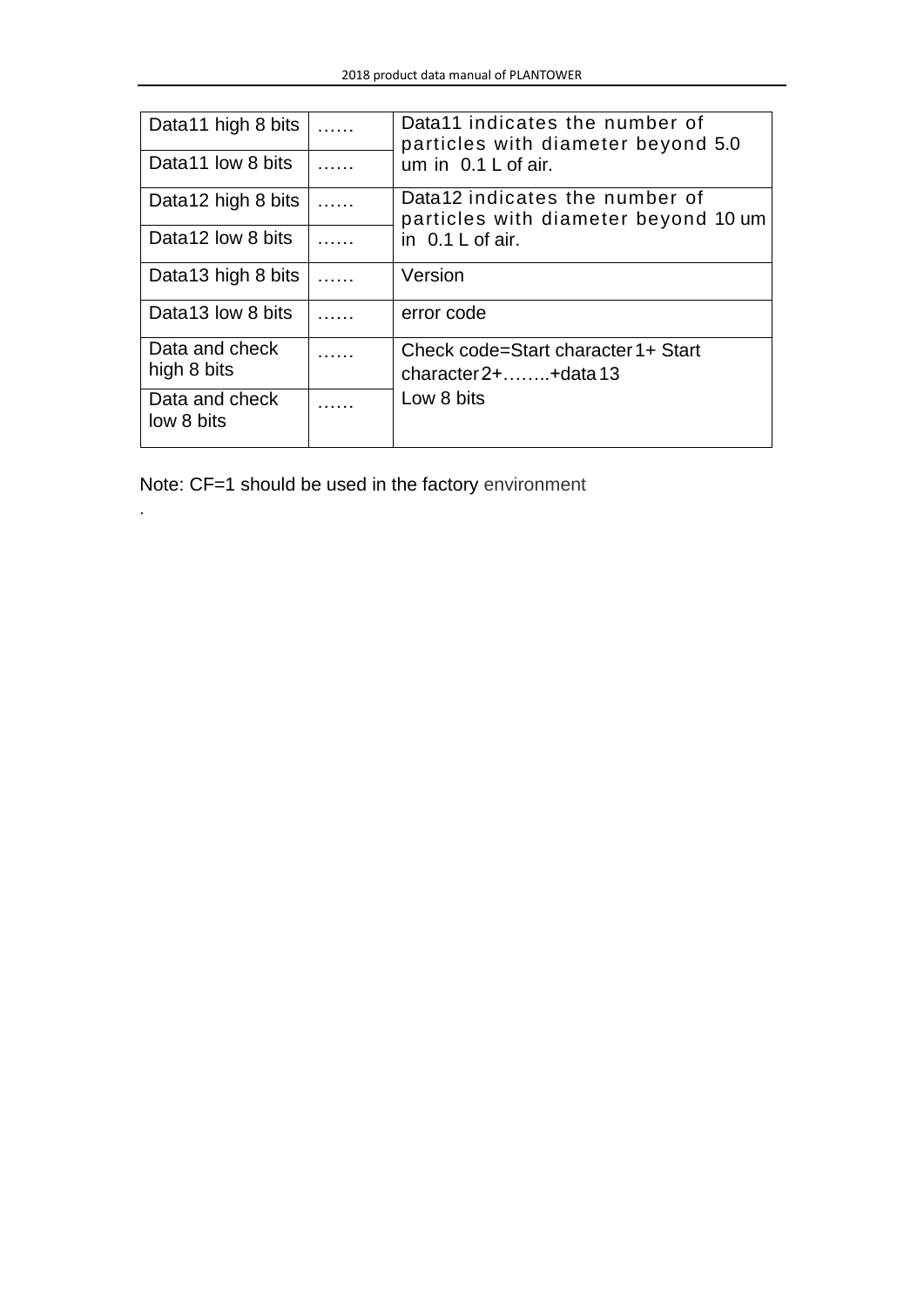| | | |
|---|---|---|
| Data11 high 8 bits | …… | Data11 indicates the number of particles with diameter beyond 5.0 um in 0.1 L of air. |
| Data11 low 8 bits | …… | |
| Data12 high 8 bits | …… | Data12 indicates the number of particles with diameter beyond 10 um in 0.1 L of air. |
| Data12 low 8 bits | …… | |
| Data13 high 8 bits | …… | Version |
| Data13 low 8 bits | …… | error code |
| Data and check high 8 bits | …… | Check code=Start character 1+ Start character 2+……..+data 13 Low 8 bits |
| Data and check low 8 bits | …… | |

Note: CF=1 should be used in the factory environment

.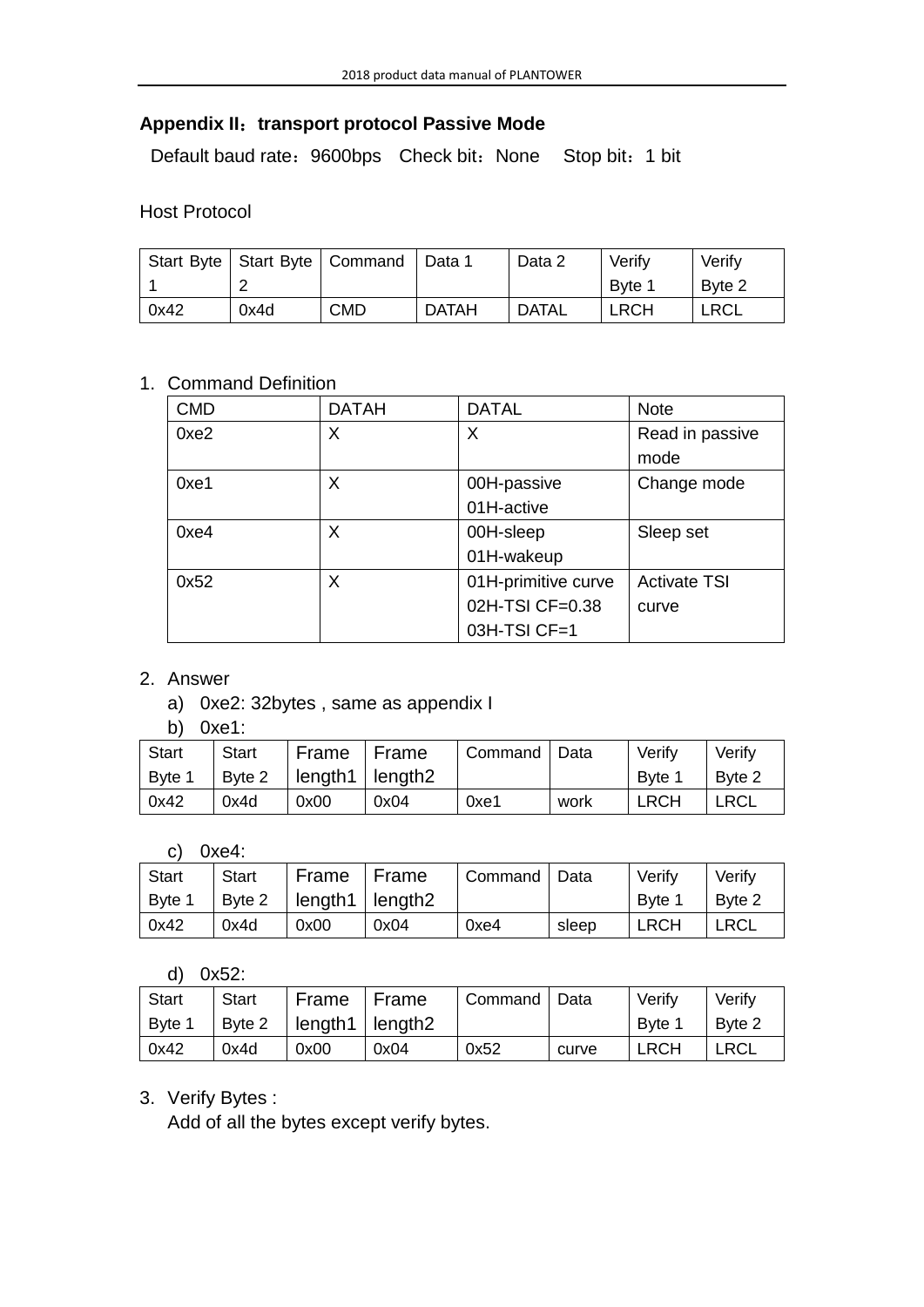## Appendix II：transport protocol Passive Mode

Default baud rate：9600bps　Check bit：None　 Stop bit：1 bit

Host Protocol

| Start Byte 1 | Start Byte 2 | Command | Data 1 | Data 2 | Verify Byte 1 | Verify Byte 2 |
|---|---|---|---|---|---|---|
| 0x42 | 0x4d | CMD | DATAH | DATAL | LRCH | LRCL |

1. Command Definition

| CMD | DATAH | DATAL | Note |
|---|---|---|---|
| 0xe2 | X | X | Read in passive mode |
| 0xe1 | X | 00H-passive<br>01H-active | Change mode |
| 0xe4 | X | 00H-sleep<br>01H-wakeup | Sleep set |
| 0x52 | X | 01H-primitive curve<br>02H-TSI CF=0.38<br>03H-TSI CF=1 | Activate TSI curve |

2. Answer
   a) 0xe2: 32bytes , same as appendix I
   b) 0xe1:

| Start Byte 1 | Start Byte 2 | Frame length1 | Frame length2 | Command | Data | Verify Byte 1 | Verify Byte 2 |
|---|---|---|---|---|---|---|---|
| 0x42 | 0x4d | 0x00 | 0x04 | 0xe1 | work | LRCH | LRCL |

   c) 0xe4:

| Start Byte 1 | Start Byte 2 | Frame length1 | Frame length2 | Command | Data | Verify Byte 1 | Verify Byte 2 |
|---|---|---|---|---|---|---|---|
| 0x42 | 0x4d | 0x00 | 0x04 | 0xe4 | sleep | LRCH | LRCL |

   d) 0x52:

| Start Byte 1 | Start Byte 2 | Frame length1 | Frame length2 | Command | Data | Verify Byte 1 | Verify Byte 2 |
|---|---|---|---|---|---|---|---|
| 0x42 | 0x4d | 0x00 | 0x04 | 0x52 | curve | LRCH | LRCL |

3. Verify Bytes :
   Add of all the bytes except verify bytes.